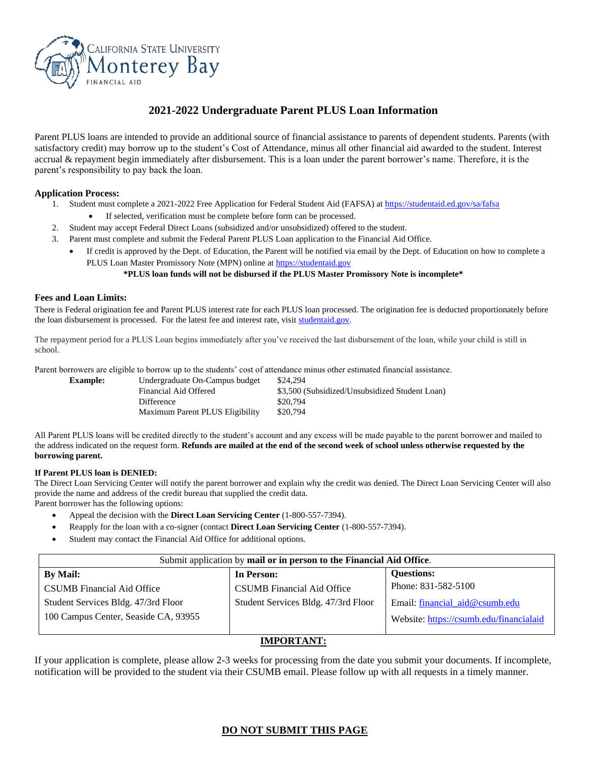California State University Monterey Bay
Financial Aid

# 2021-2022 Undergraduate Parent PLUS Loan Information

Parent PLUS loans are intended to provide an additional source of financial assistance to parents of dependent students. Parents (with satisfactory credit) may borrow up to the student's Cost of Attendance, minus all other financial aid awarded to the student. Interest accrual & repayment begin immediately after disbursement. This is a loan under the parent borrower's name. Therefore, it is the parent's responsibility to pay back the loan.

**Application Process:**

1. Student must complete a 2021-2022 Free Application for Federal Student Aid (FAFSA) at https://studentaid.ed.gov/sa/fafsa
   - If selected, verification must be complete before form can be processed.
2. Student may accept Federal Direct Loans (subsidized and/or unsubsidized) offered to the student.
3. Parent must complete and submit the Federal Parent PLUS Loan application to the Financial Aid Office.
   - If credit is approved by the Dept. of Education, the Parent will be notified via email by the Dept. of Education on how to complete a PLUS Loan Master Promissory Note (MPN) online at https://studentaid.gov

**\*PLUS loan funds will not be disbursed if the PLUS Master Promissory Note is incomplete\***

**Fees and Loan Limits:**

There is Federal origination fee and Parent PLUS interest rate for each PLUS loan processed. The origination fee is deducted proportionately before the loan disbursement is processed. For the latest fee and interest rate, visit studentaid.gov.

The repayment period for a PLUS Loan begins immediately after you've received the last disbursement of the loan, while your child is still in school.

Parent borrowers are eligible to borrow up to the students' cost of attendance minus other estimated financial assistance.

| **Example:** | Undergraduate On-Campus budget | $24,294 |
|---|---|---|
| | Financial Aid Offered | $3,500 (Subsidized/Unsubsidized Student Loan) |
| | Difference | $20,794 |
| | Maximum Parent PLUS Eligibility | $20,794 |

All Parent PLUS loans will be credited directly to the student's account and any excess will be made payable to the parent borrower and mailed to the address indicated on the request form. **Refunds are mailed at the end of the second week of school unless otherwise requested by the borrowing parent.**

**If Parent PLUS loan is DENIED:**

The Direct Loan Servicing Center will notify the parent borrower and explain why the credit was denied. The Direct Loan Servicing Center will also provide the name and address of the credit bureau that supplied the credit data.
Parent borrower has the following options:

- Appeal the decision with the **Direct Loan Servicing Center** (1-800-557-7394).
- Reapply for the loan with a co-signer (contact **Direct Loan Servicing Center** (1-800-557-7394).
- Student may contact the Financial Aid Office for additional options.

| Submit application by **mail or in person to the Financial Aid Office**. | | |
|---|---|---|
| **By Mail:**<br>CSUMB Financial Aid Office<br>Student Services Bldg. 47/3rd Floor<br>100 Campus Center, Seaside CA, 93955 | **In Person:**<br>CSUMB Financial Aid Office<br>Student Services Bldg. 47/3rd Floor | **Questions:**<br>Phone: 831-582-5100<br>Email: financial_aid@csumb.edu<br>Website: https://csumb.edu/financialaid |

**IMPORTANT:**

If your application is complete, please allow 2-3 weeks for processing from the date you submit your documents. If incomplete, notification will be provided to the student via their CSUMB email. Please follow up with all requests in a timely manner.

**DO NOT SUBMIT THIS PAGE**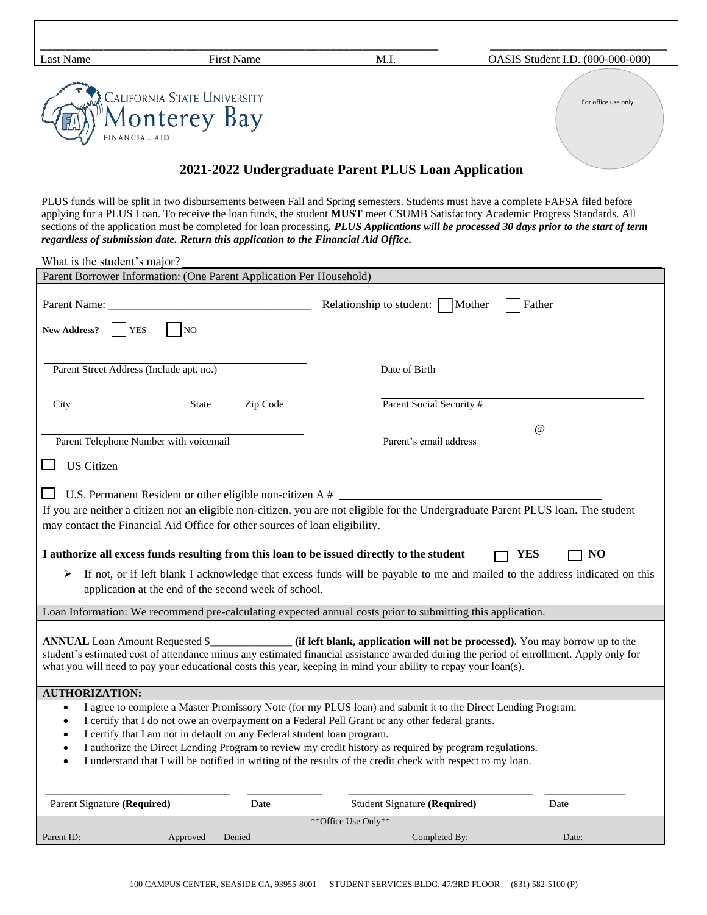| Last Name | First Name | M.I. | OASIS Student I.D. (000-000-000) |
|---|---|---|---|

CALIFORNIA STATE UNIVERSITY
Monterey Bay
FINANCIAL AID

For office use only

## 2021-2022 Undergraduate Parent PLUS Loan Application

PLUS funds will be split in two disbursements between Fall and Spring semesters. Students must have a complete FAFSA filed before applying for a PLUS Loan. To receive the loan funds, the student **MUST** meet CSUMB Satisfactory Academic Progress Standards. All sections of the application must be completed for loan processing***. PLUS Applications will be processed 30 days prior to the start of term regardless of submission date. Return this application to the Financial Aid Office.***

What is the student's major? ______________________________

**Parent Borrower Information: (One Parent Application Per Household)**

Parent Name: ______________________________ Relationship to student: ☐ Mother ☐ Father

**New Address?** ☐ YES ☐ NO

Parent Street Address (Include apt. no.) ______________________________ Date of Birth ______________________________

City State Zip Code ______________________________ Parent Social Security # ______________________________

Parent Telephone Number with voicemail ______________________________ Parent's email address ______________@______________

☐ US Citizen

☐ U.S. Permanent Resident or other eligible non-citizen A # ______________________________

If you are neither a citizen nor an eligible non-citizen, you are not eligible for the Undergraduate Parent PLUS loan. The student may contact the Financial Aid Office for other sources of loan eligibility.

**I authorize all excess funds resulting from this loan to be issued directly to the student** ☐ **YES** ☐ **NO**

- If not, or if left blank I acknowledge that excess funds will be payable to me and mailed to the address indicated on this application at the end of the second week of school.

**Loan Information: We recommend pre-calculating expected annual costs prior to submitting this application.**

**ANNUAL** Loan Amount Requested $______________ **(if left blank, application will not be processed).** You may borrow up to the student's estimated cost of attendance minus any estimated financial assistance awarded during the period of enrollment. Apply only for what you will need to pay your educational costs this year, keeping in mind your ability to repay your loan(s).

**AUTHORIZATION:**

- I agree to complete a Master Promissory Note (for my PLUS loan) and submit it to the Direct Lending Program.
- I certify that I do not owe an overpayment on a Federal Pell Grant or any other federal grants.
- I certify that I am not in default on any Federal student loan program.
- I authorize the Direct Lending Program to review my credit history as required by program regulations.
- I understand that I will be notified in writing of the results of the credit check with respect to my loan.

| Parent Signature **(Required)** | Date | Student Signature **(Required)** | Date |
|---|---|---|---|

**Office Use Only**

| Parent ID: | Approved | Denied | Completed By: | Date: |
|---|---|---|---|---|

100 CAMPUS CENTER, SEASIDE CA, 93955-8001 | STUDENT SERVICES BLDG. 47/3RD FLOOR | (831) 582-5100 (P)